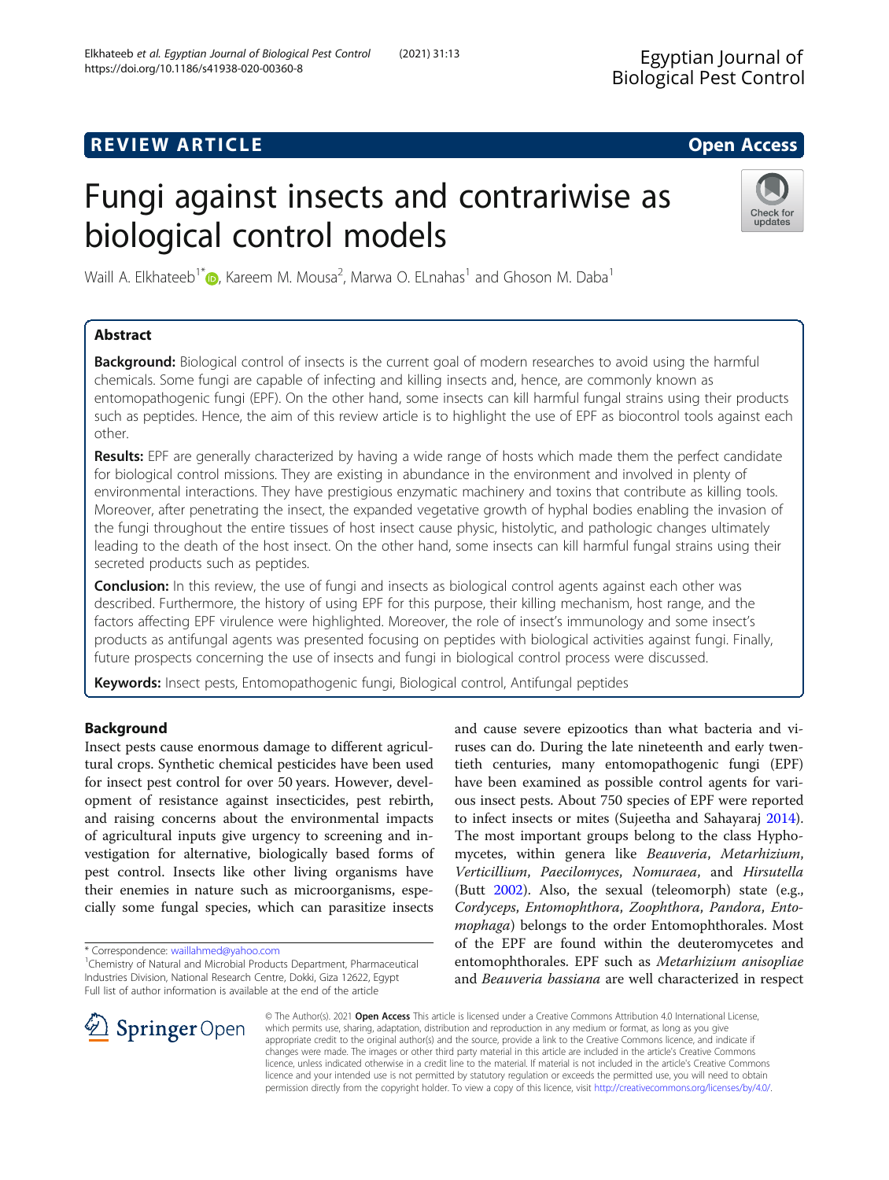REVIEW ARTICLE

Open Access

# Fungi against insects and contrariwise as biological control models

Waill A. Elkhateeb[1*], Kareem M. Mousa[2], Marwa O. ELnahas[1] and Ghoson M. Daba[1]

## Abstract

**Background:** Biological control of insects is the current goal of modern researches to avoid using the harmful chemicals. Some fungi are capable of infecting and killing insects and, hence, are commonly known as entomopathogenic fungi (EPF). On the other hand, some insects can kill harmful fungal strains using their products such as peptides. Hence, the aim of this review article is to highlight the use of EPF as biocontrol tools against each other.

**Results:** EPF are generally characterized by having a wide range of hosts which made them the perfect candidate for biological control missions. They are existing in abundance in the environment and involved in plenty of environmental interactions. They have prestigious enzymatic machinery and toxins that contribute as killing tools. Moreover, after penetrating the insect, the expanded vegetative growth of hyphal bodies enabling the invasion of the fungi throughout the entire tissues of host insect cause physic, histolytic, and pathologic changes ultimately leading to the death of the host insect. On the other hand, some insects can kill harmful fungal strains using their secreted products such as peptides.

**Conclusion:** In this review, the use of fungi and insects as biological control agents against each other was described. Furthermore, the history of using EPF for this purpose, their killing mechanism, host range, and the factors affecting EPF virulence were highlighted. Moreover, the role of insect's immunology and some insect's products as antifungal agents was presented focusing on peptides with biological activities against fungi. Finally, future prospects concerning the use of insects and fungi in biological control process were discussed.

**Keywords:** Insect pests, Entomopathogenic fungi, Biological control, Antifungal peptides

## Background

Insect pests cause enormous damage to different agricultural crops. Synthetic chemical pesticides have been used for insect pest control for over 50 years. However, development of resistance against insecticides, pest rebirth, and raising concerns about the environmental impacts of agricultural inputs give urgency to screening and investigation for alternative, biologically based forms of pest control. Insects like other living organisms have their enemies in nature such as microorganisms, especially some fungal species, which can parasitize insects and cause severe epizootics than what bacteria and viruses can do. During the late nineteenth and early twentieth centuries, many entomopathogenic fungi (EPF) have been examined as possible control agents for various insect pests. About 750 species of EPF were reported to infect insects or mites (Sujeetha and Sahayaraj 2014). The most important groups belong to the class Hyphomycetes, within genera like *Beauveria*, *Metarhizium*, *Verticillium*, *Paecilomyces*, *Nomuraea*, and *Hirsutella* (Butt 2002). Also, the sexual (teleomorph) state (e.g., *Cordyceps*, *Entomophthora*, *Zoophthora*, *Pandora*, *Entomophaga*) belongs to the order Entomophthorales. Most of the EPF are found within the deuteromycetes and entomophthorales. EPF such as *Metarhizium anisopliae* and *Beauveria bassiana* are well characterized in respect

\* Correspondence: waillahmed@yahoo.com
[1]Chemistry of Natural and Microbial Products Department, Pharmaceutical Industries Division, National Research Centre, Dokki, Giza 12622, Egypt
Full list of author information is available at the end of the article

© The Author(s). 2021 **Open Access** This article is licensed under a Creative Commons Attribution 4.0 International License, which permits use, sharing, adaptation, distribution and reproduction in any medium or format, as long as you give appropriate credit to the original author(s) and the source, provide a link to the Creative Commons licence, and indicate if changes were made. The images or other third party material in this article are included in the article's Creative Commons licence, unless indicated otherwise in a credit line to the material. If material is not included in the article's Creative Commons licence and your intended use is not permitted by statutory regulation or exceeds the permitted use, you will need to obtain permission directly from the copyright holder. To view a copy of this licence, visit http://creativecommons.org/licenses/by/4.0/.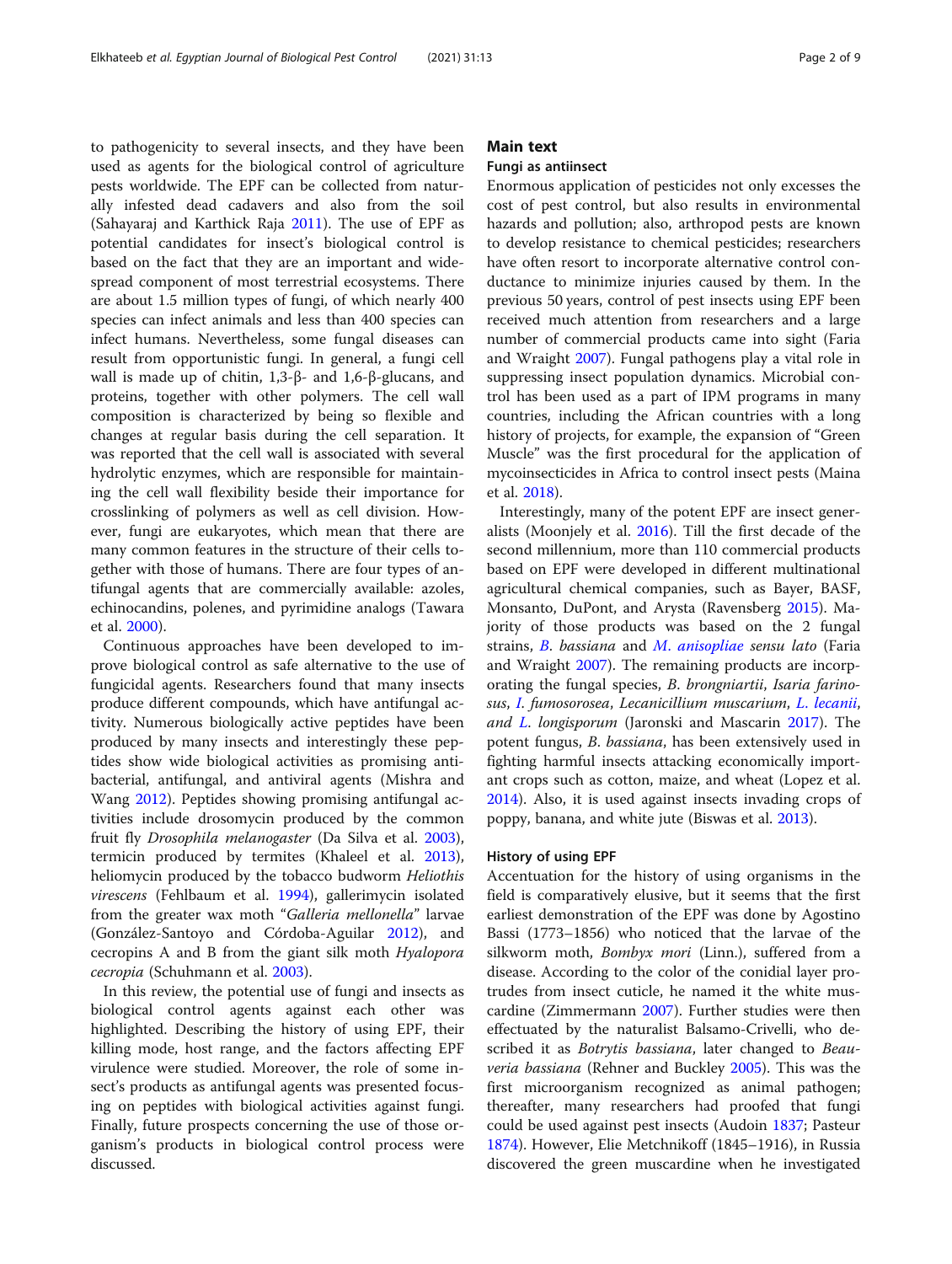to pathogenicity to several insects, and they have been used as agents for the biological control of agriculture pests worldwide. The EPF can be collected from naturally infested dead cadavers and also from the soil (Sahayaraj and Karthick Raja 2011). The use of EPF as potential candidates for insect's biological control is based on the fact that they are an important and widespread component of most terrestrial ecosystems. There are about 1.5 million types of fungi, of which nearly 400 species can infect animals and less than 400 species can infect humans. Nevertheless, some fungal diseases can result from opportunistic fungi. In general, a fungi cell wall is made up of chitin, 1,3-β- and 1,6-β-glucans, and proteins, together with other polymers. The cell wall composition is characterized by being so flexible and changes at regular basis during the cell separation. It was reported that the cell wall is associated with several hydrolytic enzymes, which are responsible for maintaining the cell wall flexibility beside their importance for crosslinking of polymers as well as cell division. However, fungi are eukaryotes, which mean that there are many common features in the structure of their cells together with those of humans. There are four types of antifungal agents that are commercially available: azoles, echinocandins, polenes, and pyrimidine analogs (Tawara et al. 2000).

Continuous approaches have been developed to improve biological control as safe alternative to the use of fungicidal agents. Researchers found that many insects produce different compounds, which have antifungal activity. Numerous biologically active peptides have been produced by many insects and interestingly these peptides show wide biological activities as promising antibacterial, antifungal, and antiviral agents (Mishra and Wang 2012). Peptides showing promising antifungal activities include drosomycin produced by the common fruit fly *Drosophila melanogaster* (Da Silva et al. 2003), termicin produced by termites (Khaleel et al. 2013), heliomycin produced by the tobacco budworm *Heliothis virescens* (Fehlbaum et al. 1994), gallerimycin isolated from the greater wax moth "*Galleria mellonella*" larvae (González-Santoyo and Córdoba-Aguilar 2012), and cecropins A and B from the giant silk moth *Hyalopora cecropia* (Schuhmann et al. 2003).

In this review, the potential use of fungi and insects as biological control agents against each other was highlighted. Describing the history of using EPF, their killing mode, host range, and the factors affecting EPF virulence were studied. Moreover, the role of some insect's products as antifungal agents was presented focusing on peptides with biological activities against fungi. Finally, future prospects concerning the use of those organism's products in biological control process were discussed.

## Main text

### Fungi as antiinsect

Enormous application of pesticides not only excesses the cost of pest control, but also results in environmental hazards and pollution; also, arthropod pests are known to develop resistance to chemical pesticides; researchers have often resort to incorporate alternative control conductance to minimize injuries caused by them. In the previous 50 years, control of pest insects using EPF been received much attention from researchers and a large number of commercial products came into sight (Faria and Wraight 2007). Fungal pathogens play a vital role in suppressing insect population dynamics. Microbial control has been used as a part of IPM programs in many countries, including the African countries with a long history of projects, for example, the expansion of "Green Muscle" was the first procedural for the application of mycoinsecticides in Africa to control insect pests (Maina et al. 2018).

Interestingly, many of the potent EPF are insect generalists (Moonjely et al. 2016). Till the first decade of the second millennium, more than 110 commercial products based on EPF were developed in different multinational agricultural chemical companies, such as Bayer, BASF, Monsanto, DuPont, and Arysta (Ravensberg 2015). Majority of those products was based on the 2 fungal strains, *B. bassiana* and *M. anisopliae sensu lato* (Faria and Wraight 2007). The remaining products are incorporating the fungal species, *B. brongniartii*, *Isaria farinosus*, *I. fumosorosea*, *Lecanicillium muscarium*, *L. lecanii*, and *L. longisporum* (Jaronski and Mascarin 2017). The potent fungus, *B. bassiana*, has been extensively used in fighting harmful insects attacking economically important crops such as cotton, maize, and wheat (Lopez et al. 2014). Also, it is used against insects invading crops of poppy, banana, and white jute (Biswas et al. 2013).

### History of using EPF

Accentuation for the history of using organisms in the field is comparatively elusive, but it seems that the first earliest demonstration of the EPF was done by Agostino Bassi (1773–1856) who noticed that the larvae of the silkworm moth, *Bombyx mori* (Linn.), suffered from a disease. According to the color of the conidial layer protrudes from insect cuticle, he named it the white muscardine (Zimmermann 2007). Further studies were then effectuated by the naturalist Balsamo-Crivelli, who described it as *Botrytis bassiana*, later changed to *Beauveria bassiana* (Rehner and Buckley 2005). This was the first microorganism recognized as animal pathogen; thereafter, many researchers had proofed that fungi could be used against pest insects (Audoin 1837; Pasteur 1874). However, Elie Metchnikoff (1845–1916), in Russia discovered the green muscardine when he investigated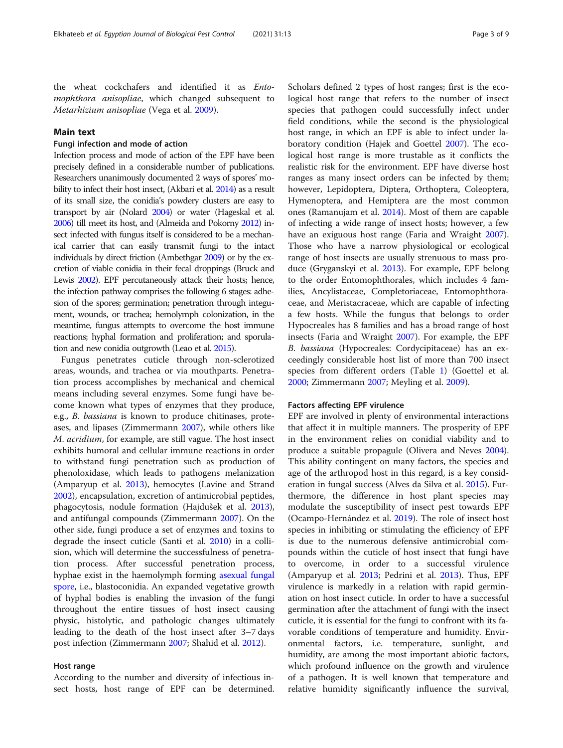the wheat cockchafers and identified it as *Entomophthora anisopliae*, which changed subsequent to *Metarhizium anisopliae* (Vega et al. 2009).

## Main text

### Fungi infection and mode of action

Infection process and mode of action of the EPF have been precisely defined in a considerable number of publications. Researchers unanimously documented 2 ways of spores' mobility to infect their host insect, (Akbari et al. 2014) as a result of its small size, the conidia's powdery clusters are easy to transport by air (Nolard 2004) or water (Hageskal et al. 2006) till meet its host, and (Almeida and Pokorny 2012) insect infected with fungus itself is considered to be a mechanical carrier that can easily transmit fungi to the intact individuals by direct friction (Ambethgar 2009) or by the excretion of viable conidia in their fecal droppings (Bruck and Lewis 2002). EPF percutaneously attack their hosts; hence, the infection pathway comprises the following 6 stages: adhesion of the spores; germination; penetration through integument, wounds, or trachea; hemolymph colonization, in the meantime, fungus attempts to overcome the host immune reactions; hyphal formation and proliferation; and sporulation and new conidia outgrowth (Leao et al. 2015).

Fungus penetrates cuticle through non-sclerotized areas, wounds, and trachea or via mouthparts. Penetration process accomplishes by mechanical and chemical means including several enzymes. Some fungi have become known what types of enzymes that they produce, e.g., *B. bassiana* is known to produce chitinases, proteases, and lipases (Zimmermann 2007), while others like *M. acridium*, for example, are still vague. The host insect exhibits humoral and cellular immune reactions in order to withstand fungi penetration such as production of phenoloxidase, which leads to pathogens melanization (Amparyup et al. 2013), hemocytes (Lavine and Strand 2002), encapsulation, excretion of antimicrobial peptides, phagocytosis, nodule formation (Hajdušek et al. 2013), and antifungal compounds (Zimmermann 2007). On the other side, fungi produce a set of enzymes and toxins to degrade the insect cuticle (Santi et al. 2010) in a collision, which will determine the successfulness of penetration process. After successful penetration process, hyphae exist in the haemolymph forming asexual fungal spore, i.e., blastoconidia. An expanded vegetative growth of hyphal bodies is enabling the invasion of the fungi throughout the entire tissues of host insect causing physic, histolytic, and pathologic changes ultimately leading to the death of the host insect after 3–7 days post infection (Zimmermann 2007; Shahid et al. 2012).

### Host range

According to the number and diversity of infectious insect hosts, host range of EPF can be determined. Scholars defined 2 types of host ranges; first is the ecological host range that refers to the number of insect species that pathogen could successfully infect under field conditions, while the second is the physiological host range, in which an EPF is able to infect under laboratory condition (Hajek and Goettel 2007). The ecological host range is more trustable as it conflicts the realistic risk for the environment. EPF have diverse host ranges as many insect orders can be infected by them; however, Lepidoptera, Diptera, Orthoptera, Coleoptera, Hymenoptera, and Hemiptera are the most common ones (Ramanujam et al. 2014). Most of them are capable of infecting a wide range of insect hosts; however, a few have an exiguous host range (Faria and Wraight 2007). Those who have a narrow physiological or ecological range of host insects are usually strenuous to mass produce (Gryganskyi et al. 2013). For example, EPF belong to the order Entomophthorales, which includes 4 families, Ancylistaceae, Completoriaceae, Entomophthoraceae, and Meristacraceae, which are capable of infecting a few hosts. While the fungus that belongs to order Hypocreales has 8 families and has a broad range of host insects (Faria and Wraight 2007). For example, the EPF *B. bassiana* (Hypocreales: Cordycipitaceae) has an exceedingly considerable host list of more than 700 insect species from different orders (Table 1) (Goettel et al. 2000; Zimmermann 2007; Meyling et al. 2009).

### Factors affecting EPF virulence

EPF are involved in plenty of environmental interactions that affect it in multiple manners. The prosperity of EPF in the environment relies on conidial viability and to produce a suitable propagule (Olivera and Neves 2004). This ability contingent on many factors, the species and age of the arthropod host in this regard, is a key consideration in fungal success (Alves da Silva et al. 2015). Furthermore, the difference in host plant species may modulate the susceptibility of insect pest towards EPF (Ocampo-Hernández et al. 2019). The role of insect host species in inhibiting or stimulating the efficiency of EPF is due to the numerous defensive antimicrobial compounds within the cuticle of host insect that fungi have to overcome, in order to a successful virulence (Amparyup et al. 2013; Pedrini et al. 2013). Thus, EPF virulence is markedly in a relation with rapid germination on host insect cuticle. In order to have a successful germination after the attachment of fungi with the insect cuticle, it is essential for the fungi to confront with its favorable conditions of temperature and humidity. Environmental factors, i.e. temperature, sunlight, and humidity, are among the most important abiotic factors, which profound influence on the growth and virulence of a pathogen. It is well known that temperature and relative humidity significantly influence the survival,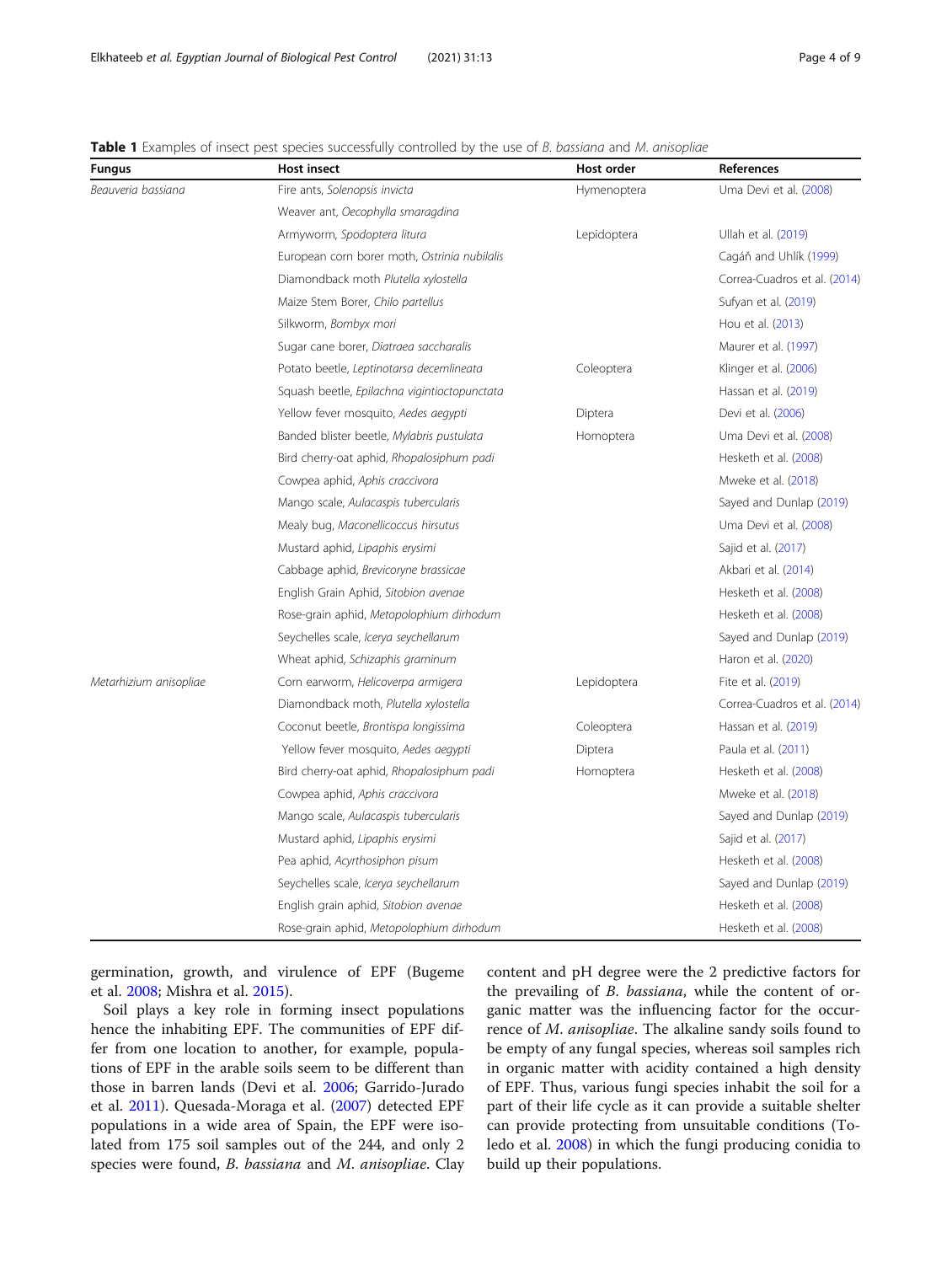**Table 1** Examples of insect pest species successfully controlled by the use of *B. bassiana* and *M. anisopliae*

| Fungus | Host insect | Host order | References |
|---|---|---|---|
| *Beauveria bassiana* | Fire ants, *Solenopsis invicta* | Hymenoptera | Uma Devi et al. (2008) |
| | Weaver ant, *Oecophylla smaragdina* | | |
| | Armyworm, *Spodoptera litura* | Lepidoptera | Ullah et al. (2019) |
| | European corn borer moth, *Ostrinia nubilalis* | | Cagáň and Uhlík (1999) |
| | Diamondback moth *Plutella xylostella* | | Correa-Cuadros et al. (2014) |
| | Maize Stem Borer, *Chilo partellus* | | Sufyan et al. (2019) |
| | Silkworm, *Bombyx mori* | | Hou et al. (2013) |
| | Sugar cane borer, *Diatraea saccharalis* | | Maurer et al. (1997) |
| | Potato beetle, *Leptinotarsa decemlineata* | Coleoptera | Klinger et al. (2006) |
| | Squash beetle, *Epilachna vigintioctopunctata* | | Hassan et al. (2019) |
| | Yellow fever mosquito, *Aedes aegypti* | Diptera | Devi et al. (2006) |
| | Banded blister beetle, *Mylabris pustulata* | Homoptera | Uma Devi et al. (2008) |
| | Bird cherry-oat aphid, *Rhopalosiphum padi* | | Hesketh et al. (2008) |
| | Cowpea aphid, *Aphis craccivora* | | Mweke et al. (2018) |
| | Mango scale, *Aulacaspis tubercularis* | | Sayed and Dunlap (2019) |
| | Mealy bug, *Maconellicoccus hirsutus* | | Uma Devi et al. (2008) |
| | Mustard aphid, *Lipaphis erysimi* | | Sajid et al. (2017) |
| | Cabbage aphid, *Brevicoryne brassicae* | | Akbari et al. (2014) |
| | English Grain Aphid, *Sitobion avenae* | | Hesketh et al. (2008) |
| | Rose-grain aphid, *Metopolophium dirhodum* | | Hesketh et al. (2008) |
| | Seychelles scale, *Icerya seychellarum* | | Sayed and Dunlap (2019) |
| | Wheat aphid, *Schizaphis graminum* | | Haron et al. (2020) |
| *Metarhizium anisopliae* | Corn earworm, *Helicoverpa armigera* | Lepidoptera | Fite et al. (2019) |
| | Diamondback moth, *Plutella xylostella* | | Correa-Cuadros et al. (2014) |
| | Coconut beetle, *Brontispa longissima* | Coleoptera | Hassan et al. (2019) |
| | Yellow fever mosquito, *Aedes aegypti* | Diptera | Paula et al. (2011) |
| | Bird cherry-oat aphid, *Rhopalosiphum padi* | Homoptera | Hesketh et al. (2008) |
| | Cowpea aphid, *Aphis craccivora* | | Mweke et al. (2018) |
| | Mango scale, *Aulacaspis tubercularis* | | Sayed and Dunlap (2019) |
| | Mustard aphid, *Lipaphis erysimi* | | Sajid et al. (2017) |
| | Pea aphid, *Acyrthosiphon pisum* | | Hesketh et al. (2008) |
| | Seychelles scale, *Icerya seychellarum* | | Sayed and Dunlap (2019) |
| | English grain aphid, *Sitobion avenae* | | Hesketh et al. (2008) |
| | Rose-grain aphid, *Metopolophium dirhodum* | | Hesketh et al. (2008) |

germination, growth, and virulence of EPF (Bugeme et al. 2008; Mishra et al. 2015).

Soil plays a key role in forming insect populations hence the inhabiting EPF. The communities of EPF differ from one location to another, for example, populations of EPF in the arable soils seem to be different than those in barren lands (Devi et al. 2006; Garrido-Jurado et al. 2011). Quesada-Moraga et al. (2007) detected EPF populations in a wide area of Spain, the EPF were isolated from 175 soil samples out of the 244, and only 2 species were found, *B. bassiana* and *M. anisopliae*. Clay content and pH degree were the 2 predictive factors for the prevailing of *B. bassiana*, while the content of organic matter was the influencing factor for the occurrence of *M. anisopliae*. The alkaline sandy soils found to be empty of any fungal species, whereas soil samples rich in organic matter with acidity contained a high density of EPF. Thus, various fungi species inhabit the soil for a part of their life cycle as it can provide a suitable shelter can provide protecting from unsuitable conditions (Toledo et al. 2008) in which the fungi producing conidia to build up their populations.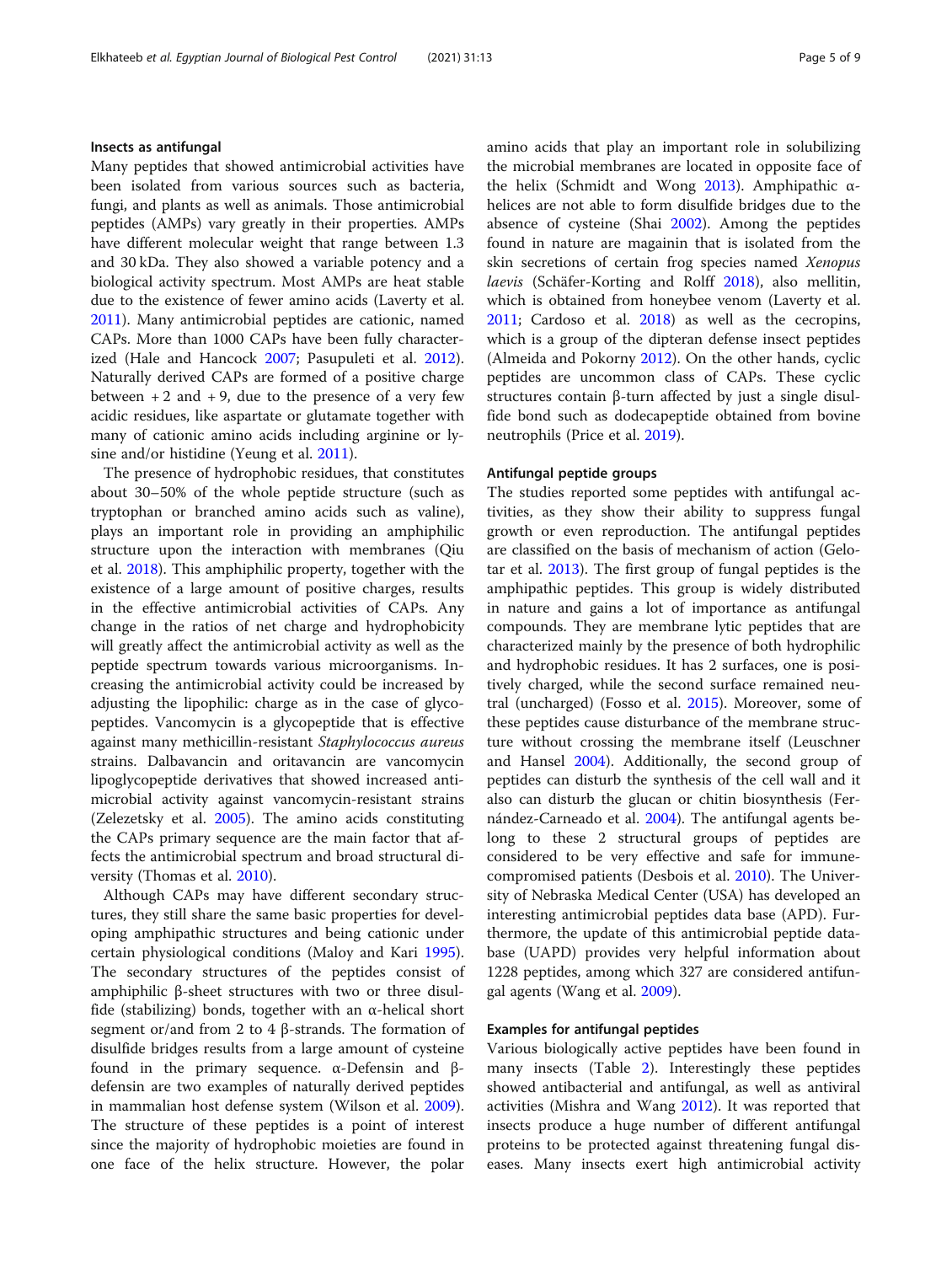## Insects as antifungal

Many peptides that showed antimicrobial activities have been isolated from various sources such as bacteria, fungi, and plants as well as animals. Those antimicrobial peptides (AMPs) vary greatly in their properties. AMPs have different molecular weight that range between 1.3 and 30 kDa. They also showed a variable potency and a biological activity spectrum. Most AMPs are heat stable due to the existence of fewer amino acids (Laverty et al. 2011). Many antimicrobial peptides are cationic, named CAPs. More than 1000 CAPs have been fully characterized (Hale and Hancock 2007; Pasupuleti et al. 2012). Naturally derived CAPs are formed of a positive charge between + 2 and + 9, due to the presence of a very few acidic residues, like aspartate or glutamate together with many of cationic amino acids including arginine or lysine and/or histidine (Yeung et al. 2011).

The presence of hydrophobic residues, that constitutes about 30–50% of the whole peptide structure (such as tryptophan or branched amino acids such as valine), plays an important role in providing an amphiphilic structure upon the interaction with membranes (Qiu et al. 2018). This amphiphilic property, together with the existence of a large amount of positive charges, results in the effective antimicrobial activities of CAPs. Any change in the ratios of net charge and hydrophobicity will greatly affect the antimicrobial activity as well as the peptide spectrum towards various microorganisms. Increasing the antimicrobial activity could be increased by adjusting the lipophilic: charge as in the case of glycopeptides. Vancomycin is a glycopeptide that is effective against many methicillin-resistant *Staphylococcus aureus* strains. Dalbavancin and oritavancin are vancomycin lipoglycopeptide derivatives that showed increased antimicrobial activity against vancomycin-resistant strains (Zelezetsky et al. 2005). The amino acids constituting the CAPs primary sequence are the main factor that affects the antimicrobial spectrum and broad structural diversity (Thomas et al. 2010).

Although CAPs may have different secondary structures, they still share the same basic properties for developing amphipathic structures and being cationic under certain physiological conditions (Maloy and Kari 1995). The secondary structures of the peptides consist of amphiphilic β-sheet structures with two or three disulfide (stabilizing) bonds, together with an α-helical short segment or/and from 2 to 4 β-strands. The formation of disulfide bridges results from a large amount of cysteine found in the primary sequence. α-Defensin and β-defensin are two examples of naturally derived peptides in mammalian host defense system (Wilson et al. 2009). The structure of these peptides is a point of interest since the majority of hydrophobic moieties are found in one face of the helix structure. However, the polar amino acids that play an important role in solubilizing the microbial membranes are located in opposite face of the helix (Schmidt and Wong 2013). Amphipathic α-helices are not able to form disulfide bridges due to the absence of cysteine (Shai 2002). Among the peptides found in nature are magainin that is isolated from the skin secretions of certain frog species named *Xenopus laevis* (Schäfer-Korting and Rolff 2018), also mellitin, which is obtained from honeybee venom (Laverty et al. 2011; Cardoso et al. 2018) as well as the cecropins, which is a group of the dipteran defense insect peptides (Almeida and Pokorny 2012). On the other hands, cyclic peptides are uncommon class of CAPs. These cyclic structures contain β-turn affected by just a single disulfide bond such as dodecapeptide obtained from bovine neutrophils (Price et al. 2019).

## Antifungal peptide groups

The studies reported some peptides with antifungal activities, as they show their ability to suppress fungal growth or even reproduction. The antifungal peptides are classified on the basis of mechanism of action (Gelotar et al. 2013). The first group of fungal peptides is the amphipathic peptides. This group is widely distributed in nature and gains a lot of importance as antifungal compounds. They are membrane lytic peptides that are characterized mainly by the presence of both hydrophilic and hydrophobic residues. It has 2 surfaces, one is positively charged, while the second surface remained neutral (uncharged) (Fosso et al. 2015). Moreover, some of these peptides cause disturbance of the membrane structure without crossing the membrane itself (Leuschner and Hansel 2004). Additionally, the second group of peptides can disturb the synthesis of the cell wall and it also can disturb the glucan or chitin biosynthesis (Fernández-Carneado et al. 2004). The antifungal agents belong to these 2 structural groups of peptides are considered to be very effective and safe for immunecompromised patients (Desbois et al. 2010). The University of Nebraska Medical Center (USA) has developed an interesting antimicrobial peptides data base (APD). Furthermore, the update of this antimicrobial peptide database (UAPD) provides very helpful information about 1228 peptides, among which 327 are considered antifungal agents (Wang et al. 2009).

## Examples for antifungal peptides

Various biologically active peptides have been found in many insects (Table 2). Interestingly these peptides showed antibacterial and antifungal, as well as antiviral activities (Mishra and Wang 2012). It was reported that insects produce a huge number of different antifungal proteins to be protected against threatening fungal diseases. Many insects exert high antimicrobial activity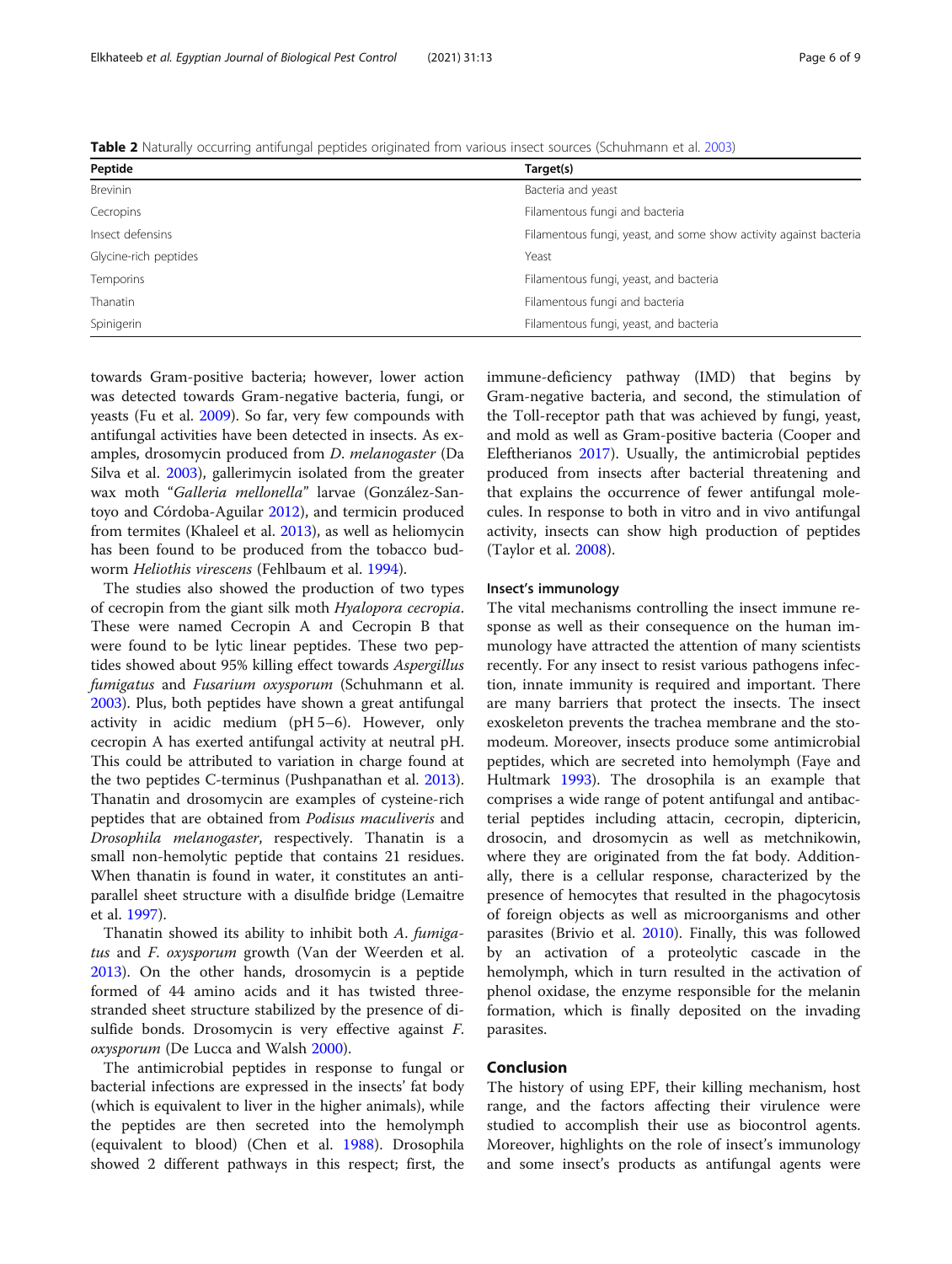**Table 2** Naturally occurring antifungal peptides originated from various insect sources (Schuhmann et al. 2003)

| Peptide | Target(s) |
| --- | --- |
| Brevinin | Bacteria and yeast |
| Cecropins | Filamentous fungi and bacteria |
| Insect defensins | Filamentous fungi, yeast, and some show activity against bacteria |
| Glycine-rich peptides | Yeast |
| Temporins | Filamentous fungi, yeast, and bacteria |
| Thanatin | Filamentous fungi and bacteria |
| Spinigerin | Filamentous fungi, yeast, and bacteria |

towards Gram-positive bacteria; however, lower action was detected towards Gram-negative bacteria, fungi, or yeasts (Fu et al. 2009). So far, very few compounds with antifungal activities have been detected in insects. As examples, drosomycin produced from *D. melanogaster* (Da Silva et al. 2003), gallerimycin isolated from the greater wax moth "*Galleria mellonella*" larvae (González-Santoyo and Córdoba-Aguilar 2012), and termicin produced from termites (Khaleel et al. 2013), as well as heliomycin has been found to be produced from the tobacco budworm *Heliothis virescens* (Fehlbaum et al. 1994).

The studies also showed the production of two types of cecropin from the giant silk moth *Hyalopora cecropia*. These were named Cecropin A and Cecropin B that were found to be lytic linear peptides. These two peptides showed about 95% killing effect towards *Aspergillus fumigatus* and *Fusarium oxysporum* (Schuhmann et al. 2003). Plus, both peptides have shown a great antifungal activity in acidic medium (pH 5–6). However, only cecropin A has exerted antifungal activity at neutral pH. This could be attributed to variation in charge found at the two peptides C-terminus (Pushpanathan et al. 2013). Thanatin and drosomycin are examples of cysteine-rich peptides that are obtained from *Podisus maculiveris* and *Drosophila melanogaster*, respectively. Thanatin is a small non-hemolytic peptide that contains 21 residues. When thanatin is found in water, it constitutes an antiparallel sheet structure with a disulfide bridge (Lemaitre et al. 1997).

Thanatin showed its ability to inhibit both *A. fumigatus* and *F. oxysporum* growth (Van der Weerden et al. 2013). On the other hands, drosomycin is a peptide formed of 44 amino acids and it has twisted three-stranded sheet structure stabilized by the presence of disulfide bonds. Drosomycin is very effective against *F. oxysporum* (De Lucca and Walsh 2000).

The antimicrobial peptides in response to fungal or bacterial infections are expressed in the insects' fat body (which is equivalent to liver in the higher animals), while the peptides are then secreted into the hemolymph (equivalent to blood) (Chen et al. 1988). Drosophila showed 2 different pathways in this respect; first, the immune-deficiency pathway (IMD) that begins by Gram-negative bacteria, and second, the stimulation of the Toll-receptor path that was achieved by fungi, yeast, and mold as well as Gram-positive bacteria (Cooper and Eleftherianos 2017). Usually, the antimicrobial peptides produced from insects after bacterial threatening and that explains the occurrence of fewer antifungal molecules. In response to both in vitro and in vivo antifungal activity, insects can show high production of peptides (Taylor et al. 2008).

### Insect's immunology

The vital mechanisms controlling the insect immune response as well as their consequence on the human immunology have attracted the attention of many scientists recently. For any insect to resist various pathogens infection, innate immunity is required and important. There are many barriers that protect the insects. The insect exoskeleton prevents the trachea membrane and the stomodeum. Moreover, insects produce some antimicrobial peptides, which are secreted into hemolymph (Faye and Hultmark 1993). The drosophila is an example that comprises a wide range of potent antifungal and antibacterial peptides including attacin, cecropin, diptericin, drosocin, and drosomycin as well as metchnikowin, where they are originated from the fat body. Additionally, there is a cellular response, characterized by the presence of hemocytes that resulted in the phagocytosis of foreign objects as well as microorganisms and other parasites (Brivio et al. 2010). Finally, this was followed by an activation of a proteolytic cascade in the hemolymph, which in turn resulted in the activation of phenol oxidase, the enzyme responsible for the melanin formation, which is finally deposited on the invading parasites.

## Conclusion

The history of using EPF, their killing mechanism, host range, and the factors affecting their virulence were studied to accomplish their use as biocontrol agents. Moreover, highlights on the role of insect's immunology and some insect's products as antifungal agents were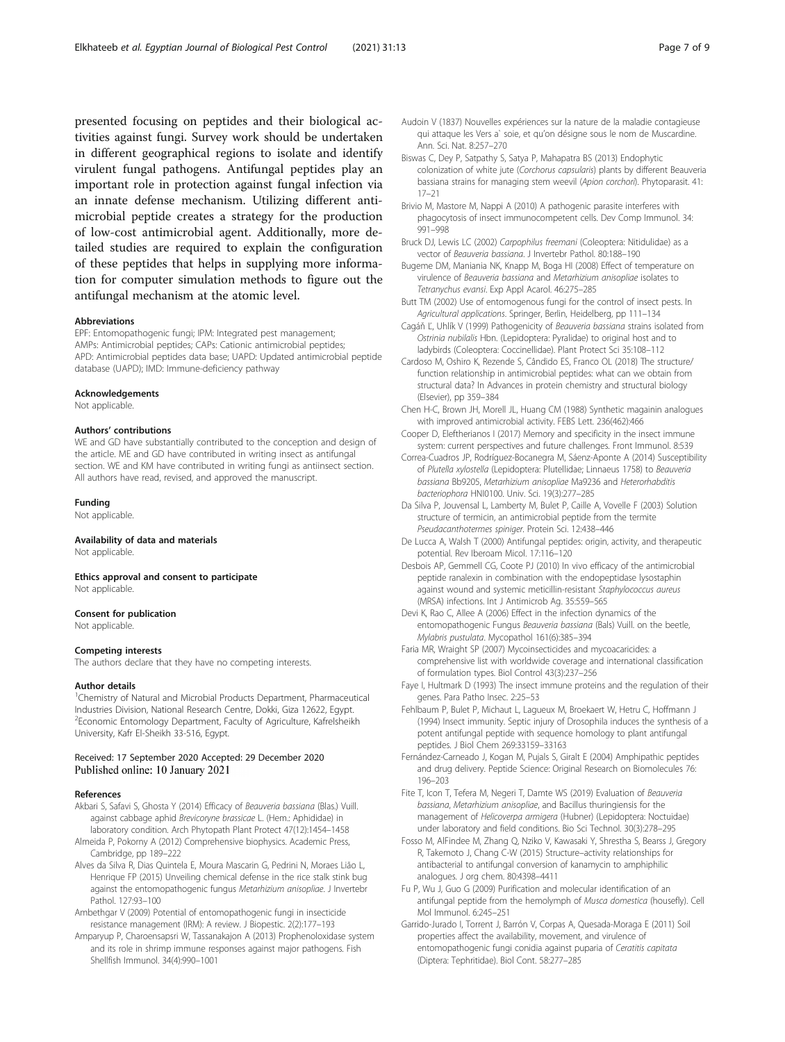presented focusing on peptides and their biological activities against fungi. Survey work should be undertaken in different geographical regions to isolate and identify virulent fungal pathogens. Antifungal peptides play an important role in protection against fungal infection via an innate defense mechanism. Utilizing different antimicrobial peptide creates a strategy for the production of low-cost antimicrobial agent. Additionally, more detailed studies are required to explain the configuration of these peptides that helps in supplying more information for computer simulation methods to figure out the antifungal mechanism at the atomic level.

#### Abbreviations

EPF: Entomopathogenic fungi; IPM: Integrated pest management; AMPs: Antimicrobial peptides; CAPs: Cationic antimicrobial peptides; APD: Antimicrobial peptides data base; UAPD: Updated antimicrobial peptide database (UAPD); IMD: Immune-deficiency pathway

#### Acknowledgements

Not applicable.

#### Authors' contributions

WE and GD have substantially contributed to the conception and design of the article. ME and GD have contributed in writing insect as antifungal section. WE and KM have contributed in writing fungi as antiinsect section. All authors have read, revised, and approved the manuscript.

#### Funding

Not applicable.

#### Availability of data and materials

Not applicable.

#### Ethics approval and consent to participate

Not applicable.

#### Consent for publication

Not applicable.

#### Competing interests

The authors declare that they have no competing interests.

#### Author details

[1]Chemistry of Natural and Microbial Products Department, Pharmaceutical Industries Division, National Research Centre, Dokki, Giza 12622, Egypt. [2]Economic Entomology Department, Faculty of Agriculture, Kafrelsheikh University, Kafr El-Sheikh 33-516, Egypt.

Received: 17 September 2020 Accepted: 29 December 2020
Published online: 10 January 2021

#### References

- Akbari S, Safavi S, Ghosta Y (2014) Efficacy of *Beauveria bassiana* (Blas.) Vuill. against cabbage aphid *Brevicoryne brassicae* L. (Hem.: Aphididae) in laboratory condition. Arch Phytopath Plant Protect 47(12):1454–1458
- Almeida P, Pokorny A (2012) Comprehensive biophysics. Academic Press, Cambridge, pp 189–222
- Alves da Silva R, Dias Quintela E, Moura Mascarin G, Pedrini N, Moraes Lião L, Henrique FP (2015) Unveiling chemical defense in the rice stalk stink bug against the entomopathogenic fungus *Metarhizium anisopliae*. J Invertebr Pathol. 127:93–100
- Ambethgar V (2009) Potential of entomopathogenic fungi in insecticide resistance management (IRM): A review. J Biopestic. 2(2):177–193
- Amparyup P, Charoensapsri W, Tassanakajon A (2013) Prophenoloxidase system and its role in shrimp immune responses against major pathogens. Fish Shellfish Immunol. 34(4):990–1001
- Audoin V (1837) Nouvelles expériences sur la nature de la maladie contagieuse qui attaque les Vers a` soie, et qu'on désigne sous le nom de Muscardine. Ann. Sci. Nat. 8:257–270
- Biswas C, Dey P, Satpathy S, Satya P, Mahapatra BS (2013) Endophytic colonization of white jute (*Corchorus capsularis*) plants by different Beauveria bassiana strains for managing stem weevil (*Apion corchori*). Phytoparasit. 41: 17–21
- Brivio M, Mastore M, Nappi A (2010) A pathogenic parasite interferes with phagocytosis of insect immunocompetent cells. Dev Comp Immunol. 34: 991–998
- Bruck DJ, Lewis LC (2002) *Carpophilus freemani* (Coleoptera: Nitidulidae) as a vector of *Beauveria bassiana*. J Invertebr Pathol. 80:188–190
- Bugeme DM, Maniania NK, Knapp M, Boga HI (2008) Effect of temperature on virulence of *Beauveria bassiana* and *Metarhizium anisopliae* isolates to *Tetranychus evansi*. Exp Appl Acarol. 46:275–285
- Butt TM (2002) Use of entomogenous fungi for the control of insect pests. In *Agricultural applications*. Springer, Berlin, Heidelberg, pp 111–134
- Cagáň Ľ, Uhlík V (1999) Pathogenicity of *Beauveria bassiana* strains isolated from *Ostrinia nubilalis* Hbn. (Lepidoptera: Pyralidae) to original host and to ladybirds (Coleoptera: Coccinellidae). Plant Protect Sci 35:108–112
- Cardoso M, Oshiro K, Rezende S, Cândido ES, Franco OL (2018) The structure/function relationship in antimicrobial peptides: what can we obtain from structural data? In Advances in protein chemistry and structural biology (Elsevier), pp 359–384
- Chen H-C, Brown JH, Morell JL, Huang CM (1988) Synthetic magainin analogues with improved antimicrobial activity. FEBS Lett. 236(462):466
- Cooper D, Eleftherianos I (2017) Memory and specificity in the insect immune system: current perspectives and future challenges. Front Immunol. 8:539
- Correa-Cuadros JP, Rodríguez-Bocanegra M, Sáenz-Aponte A (2014) Susceptibility of *Plutella xylostella* (Lepidoptera: Plutellidae; Linnaeus 1758) to *Beauveria bassiana* Bb9205, *Metarhizium anisopliae* Ma9236 and *Heterorhabditis bacteriophora* HNI0100. Univ. Sci. 19(3):277–285
- Da Silva P, Jouvensal L, Lamberty M, Bulet P, Caille A, Vovelle F (2003) Solution structure of termicin, an antimicrobial peptide from the termite *Pseudacanthotermes spiniger*. Protein Sci. 12:438–446
- De Lucca A, Walsh T (2000) Antifungal peptides: origin, activity, and therapeutic potential. Rev Iberoam Micol. 17:116–120
- Desbois AP, Gemmell CG, Coote PJ (2010) In vivo efficacy of the antimicrobial peptide ranalexin in combination with the endopeptidase lysostaphin against wound and systemic meticillin-resistant *Staphylococcus aureus* (MRSA) infections. Int J Antimicrob Ag. 35:559–565
- Devi K, Rao C, Allee A (2006) Effect in the infection dynamics of the entomopathogenic Fungus *Beauveria bassiana* (Bals) Vuill. on the beetle, *Mylabris pustulata*. Mycopathol 161(6):385–394
- Faria MR, Wraight SP (2007) Mycoinsecticides and mycoacaricides: a comprehensive list with worldwide coverage and international classification of formulation types. Biol Control 43(3):237–256
- Faye I, Hultmark D (1993) The insect immune proteins and the regulation of their genes. Para Patho Insec. 2:25–53
- Fehlbaum P, Bulet P, Michaut L, Lagueux M, Broekaert W, Hetru C, Hoffmann J (1994) Insect immunity. Septic injury of Drosophila induces the synthesis of a potent antifungal peptide with sequence homology to plant antifungal peptides. J Biol Chem 269:33159–33163
- Fernández-Carneado J, Kogan M, Pujals S, Giralt E (2004) Amphipathic peptides and drug delivery. Peptide Science: Original Research on Biomolecules 76: 196–203
- Fite T, Icon T, Tefera M, Negeri T, Damte WS (2019) Evaluation of *Beauveria bassiana*, *Metarhizium anisopliae*, and Bacillus thuringiensis for the management of *Helicoverpa armigera* (Hubner) (Lepidoptera: Noctuidae) under laboratory and field conditions. Bio Sci Technol. 30(3):278–295
- Fosso M, AlFindee M, Zhang Q, Nziko V, Kawasaki Y, Shrestha S, Bearss J, Gregory R, Takemoto J, Chang C-W (2015) Structure–activity relationships for antibacterial to antifungal conversion of kanamycin to amphiphilic analogues. J org chem. 80:4398–4411
- Fu P, Wu J, Guo G (2009) Purification and molecular identification of an antifungal peptide from the hemolymph of *Musca domestica* (housefly). Cell Mol Immunol. 6:245–251
- Garrido-Jurado I, Torrent J, Barrón V, Corpas A, Quesada-Moraga E (2011) Soil properties affect the availability, movement, and virulence of entomopathogenic fungi conidia against puparia of *Ceratitis capitata* (Diptera: Tephritidae). Biol Cont. 58:277–285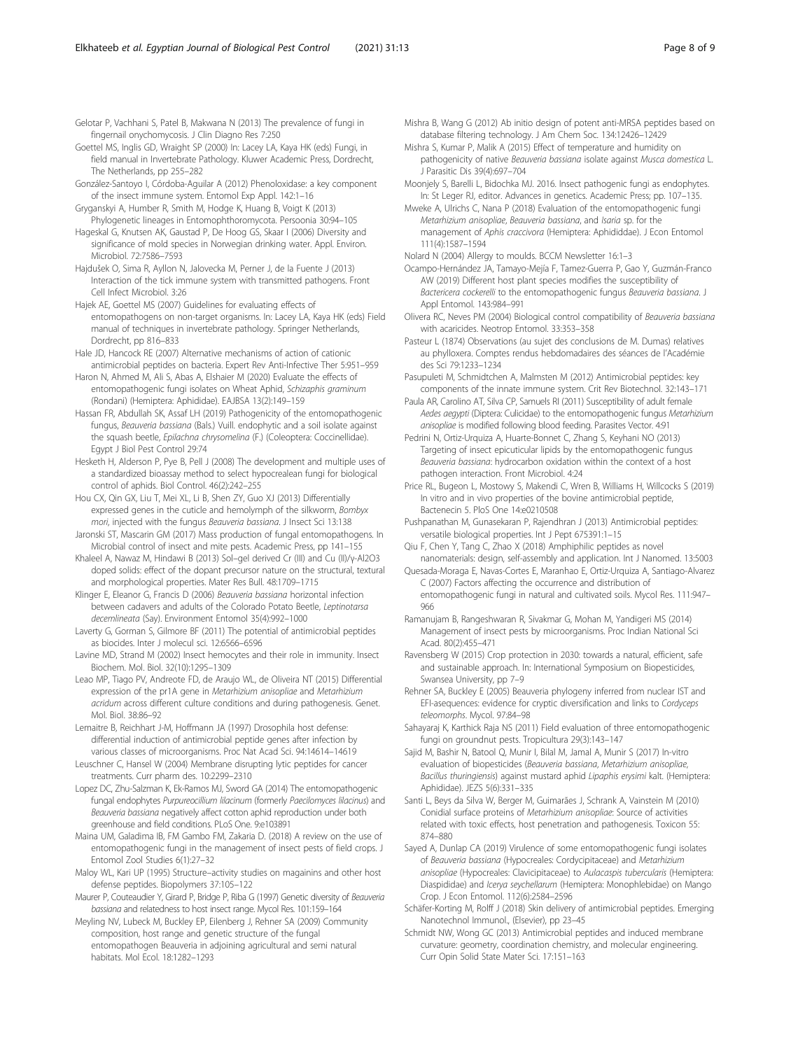Gelotar P, Vachhani S, Patel B, Makwana N (2013) The prevalence of fungi in fingernail onychomycosis. J Clin Diagno Res 7:250

Goettel MS, Inglis GD, Wraight SP (2000) In: Lacey LA, Kaya HK (eds) Fungi, in field manual in Invertebrate Pathology. Kluwer Academic Press, Dordrecht, The Netherlands, pp 255–282

González-Santoyo I, Córdoba-Aguilar A (2012) Phenoloxidase: a key component of the insect immune system. Entomol Exp Appl. 142:1–16

Gryganskyi A, Humber R, Smith M, Hodge K, Huang B, Voigt K (2013) Phylogenetic lineages in Entomophthoromycota. Persoonia 30:94–105

Hageskal G, Knutsen AK, Gaustad P, De Hoog GS, Skaar I (2006) Diversity and significance of mold species in Norwegian drinking water. Appl. Environ. Microbiol. 72:7586–7593

Hajdušek O, Sima R, Ayllon N, Jalovecka M, Perner J, de la Fuente J (2013) Interaction of the tick immune system with transmitted pathogens. Front Cell Infect Microbiol. 3:26

Hajek AE, Goettel MS (2007) Guidelines for evaluating effects of entomopathogens on non-target organisms. In: Lacey LA, Kaya HK (eds) Field manual of techniques in invertebrate pathology. Springer Netherlands, Dordrecht, pp 816–833

Hale JD, Hancock RE (2007) Alternative mechanisms of action of cationic antimicrobial peptides on bacteria. Expert Rev Anti-Infective Ther 5:951–959

Haron N, Ahmed M, Ali S, Abas A, Elshaier M (2020) Evaluate the effects of entomopathogenic fungi isolates on Wheat Aphid, *Schizaphis graminum* (Rondani) (Hemiptera: Aphididae). EAJBSA 13(2):149–159

Hassan FR, Abdullah SK, Assaf LH (2019) Pathogenicity of the entomopathogenic fungus, *Beauveria bassiana* (Bals.) Vuill. endophytic and a soil isolate against the squash beetle, *Epilachna chrysomelina* (F.) (Coleoptera: Coccinellidae). Egypt J Biol Pest Control 29:74

Hesketh H, Alderson P, Pye B, Pell J (2008) The development and multiple uses of a standardized bioassay method to select hypocrealean fungi for biological control of aphids. Biol Control. 46(2):242–255

Hou CX, Qin GX, Liu T, Mei XL, Li B, Shen ZY, Guo XJ (2013) Differentially expressed genes in the cuticle and hemolymph of the silkworm, *Bombyx mori*, injected with the fungus *Beauveria bassiana*. J Insect Sci 13:138

Jaronski ST, Mascarin GM (2017) Mass production of fungal entomopathogens. In Microbial control of insect and mite pests. Academic Press, pp 141–155

Khaleel A, Nawaz M, Hindawi B (2013) Sol–gel derived Cr (III) and Cu (II)/γ-Al2O3 doped solids: effect of the dopant precursor nature on the structural, textural and morphological properties. Mater Res Bull. 48:1709–1715

Klinger E, Eleanor G, Francis D (2006) *Beauveria bassiana* horizontal infection between cadavers and adults of the Colorado Potato Beetle, *Leptinotarsa decemlineata* (Say). Environment Entomol 35(4):992–1000

Laverty G, Gorman S, Gilmore BF (2011) The potential of antimicrobial peptides as biocides. Inter J molecul sci. 12:6566–6596

Lavine MD, Strand M (2002) Insect hemocytes and their role in immunity. Insect Biochem. Mol. Biol. 32(10):1295–1309

Leao MP, Tiago PV, Andreote FD, de Araujo WL, de Oliveira NT (2015) Differential expression of the pr1A gene in *Metarhizium anisopliae* and *Metarhizium acridum* across different culture conditions and during pathogenesis. Genet. Mol. Biol. 38:86–92

Lemaitre B, Reichhart J-M, Hoffmann JA (1997) Drosophila host defense: differential induction of antimicrobial peptide genes after infection by various classes of microorganisms. Proc Nat Acad Sci. 94:14614–14619

Leuschner C, Hansel W (2004) Membrane disrupting lytic peptides for cancer treatments. Curr pharm des. 10:2299–2310

Lopez DC, Zhu-Salzman K, Ek-Ramos MJ, Sword GA (2014) The entomopathogenic fungal endophytes *Purpureocillium lilacinum* (formerly *Paecilomyces lilacinus*) and *Beauveria bassiana* negatively affect cotton aphid reproduction under both greenhouse and field conditions. PLoS One. 9:e103891

Maina UM, Galadima IB, FM Gambo FM, Zakaria D. (2018) A review on the use of entomopathogenic fungi in the management of insect pests of field crops. J Entomol Zool Studies 6(1):27–32

Maloy WL, Kari UP (1995) Structure–activity studies on magainins and other host defense peptides. Biopolymers 37:105–122

Maurer P, Couteaudier Y, Girard P, Bridge P, Riba G (1997) Genetic diversity of *Beauveria bassiana* and relatedness to host insect range. Mycol Res. 101:159–164

Meyling NV, Lubeck M, Buckley EP, Eilenberg J, Rehner SA (2009) Community composition, host range and genetic structure of the fungal entomopathogen Beauveria in adjoining agricultural and semi natural habitats. Mol Ecol. 18:1282–1293

Mishra B, Wang G (2012) Ab initio design of potent anti-MRSA peptides based on database filtering technology. J Am Chem Soc. 134:12426–12429

Mishra S, Kumar P, Malik A (2015) Effect of temperature and humidity on pathogenicity of native *Beauveria bassiana* isolate against *Musca domestica* L. J Parasitic Dis 39(4):697–704

Moonjely S, Barelli L, Bidochka MJ. 2016. Insect pathogenic fungi as endophytes. In: St Leger RJ, editor. Advances in genetics. Academic Press; pp. 107–135.

Mweke A, Ulrichs C, Nana P (2018) Evaluation of the entomopathogenic fungi *Metarhizium anisopliae*, *Beauveria bassiana*, and *Isaria* sp. for the management of *Aphis craccivora* (Hemiptera: Aphididdae). J Econ Entomol 111(4):1587–1594

Nolard N (2004) Allergy to moulds. BCCM Newsletter 16:1–3

Ocampo-Hernández JA, Tamayo-Mejía F, Tamez-Guerra P, Gao Y, Guzmán-Franco AW (2019) Different host plant species modifies the susceptibility of *Bactericera cockerelli* to the entomopathogenic fungus *Beauveria bassiana*. J Appl Entomol. 143:984–991

Olivera RC, Neves PM (2004) Biological control compatibility of *Beauveria bassiana* with acaricides. Neotrop Entomol. 33:353–358

Pasteur L (1874) Observations (au sujet des conclusions de M. Dumas) relatives au phylloxera. Comptes rendus hebdomadaires des séances de l'Académie des Sci 79:1233–1234

Pasupuleti M, Schmidtchen A, Malmsten M (2012) Antimicrobial peptides: key components of the innate immune system. Crit Rev Biotechnol. 32:143–171

Paula AR, Carolino AT, Silva CP, Samuels RI (2011) Susceptibility of adult female *Aedes aegypti* (Diptera: Culicidae) to the entomopathogenic fungus *Metarhizium anisopliae* is modified following blood feeding. Parasites Vector. 4:91

Pedrini N, Ortiz-Urquiza A, Huarte-Bonnet C, Zhang S, Keyhani NO (2013) Targeting of insect epicuticular lipids by the entomopathogenic fungus *Beauveria bassiana*: hydrocarbon oxidation within the context of a host pathogen interaction. Front Microbiol. 4:24

Price RL, Bugeon L, Mostowy S, Makendi C, Wren B, Williams H, Willcocks S (2019) In vitro and in vivo properties of the bovine antimicrobial peptide, Bactenecin 5. PloS One 14:e0210508

Pushpanathan M, Gunasekaran P, Rajendhran J (2013) Antimicrobial peptides: versatile biological properties. Int J Pept 675391:1–15

Qiu F, Chen Y, Tang C, Zhao X (2018) Amphiphilic peptides as novel nanomaterials: design, self-assembly and application. Int J Nanomed. 13:5003

Quesada-Moraga E, Navas-Cortes E, Maranhao E, Ortiz-Urquiza A, Santiago-Alvarez C (2007) Factors affecting the occurrence and distribution of entomopathogenic fungi in natural and cultivated soils. Mycol Res. 111:947–966

Ramanujam B, Rangeshwaran R, Sivakmar G, Mohan M, Yandigeri MS (2014) Management of insect pests by microorganisms. Proc Indian National Sci Acad. 80(2):455–471

Ravensberg W (2015) Crop protection in 2030: towards a natural, efficient, safe and sustainable approach. In: International Symposium on Biopesticides, Swansea University, pp 7–9

Rehner SA, Buckley E (2005) Beauveria phylogeny inferred from nuclear IST and EFI-asequences: evidence for cryptic diversification and links to *Cordyceps teleomorphs*. Mycol. 97:84–98

Sahayaraj K, Karthick Raja NS (2011) Field evaluation of three entomopathogenic fungi on groundnut pests. Tropicultura 29(3):143–147

Sajid M, Bashir N, Batool Q, Munir I, Bilal M, Jamal A, Munir S (2017) In-vitro evaluation of biopesticides (*Beauveria bassiana*, *Metarhizium anisopliae*, *Bacillus thuringiensis*) against mustard aphid *Lipaphis erysimi* kalt. (Hemiptera: Aphididae). JEZS 5(6):331–335

Santi L, Beys da Silva W, Berger M, Guimarães J, Schrank A, Vainstein M (2010) Conidial surface proteins of *Metarhizium anisopliae*: Source of activities related with toxic effects, host penetration and pathogenesis. Toxicon 55: 874–880

Sayed A, Dunlap CA (2019) Virulence of some entomopathogenic fungi isolates of *Beauveria bassiana* (Hypocreales: Cordycipitaceae) and *Metarhizium anisopliae* (Hypocreales: Clavicipitaceae) to *Aulacaspis tubercularis* (Hemiptera: Diaspididae) and *Icerya seychellarum* (Hemiptera: Monophlebidae) on Mango Crop. J Econ Entomol. 112(6):2584–2596

Schäfer-Korting M, Rolff J (2018) Skin delivery of antimicrobial peptides. Emerging Nanotechnol Immunol., (Elsevier), pp 23–45

Schmidt NW, Wong GC (2013) Antimicrobial peptides and induced membrane curvature: geometry, coordination chemistry, and molecular engineering. Curr Opin Solid State Mater Sci. 17:151–163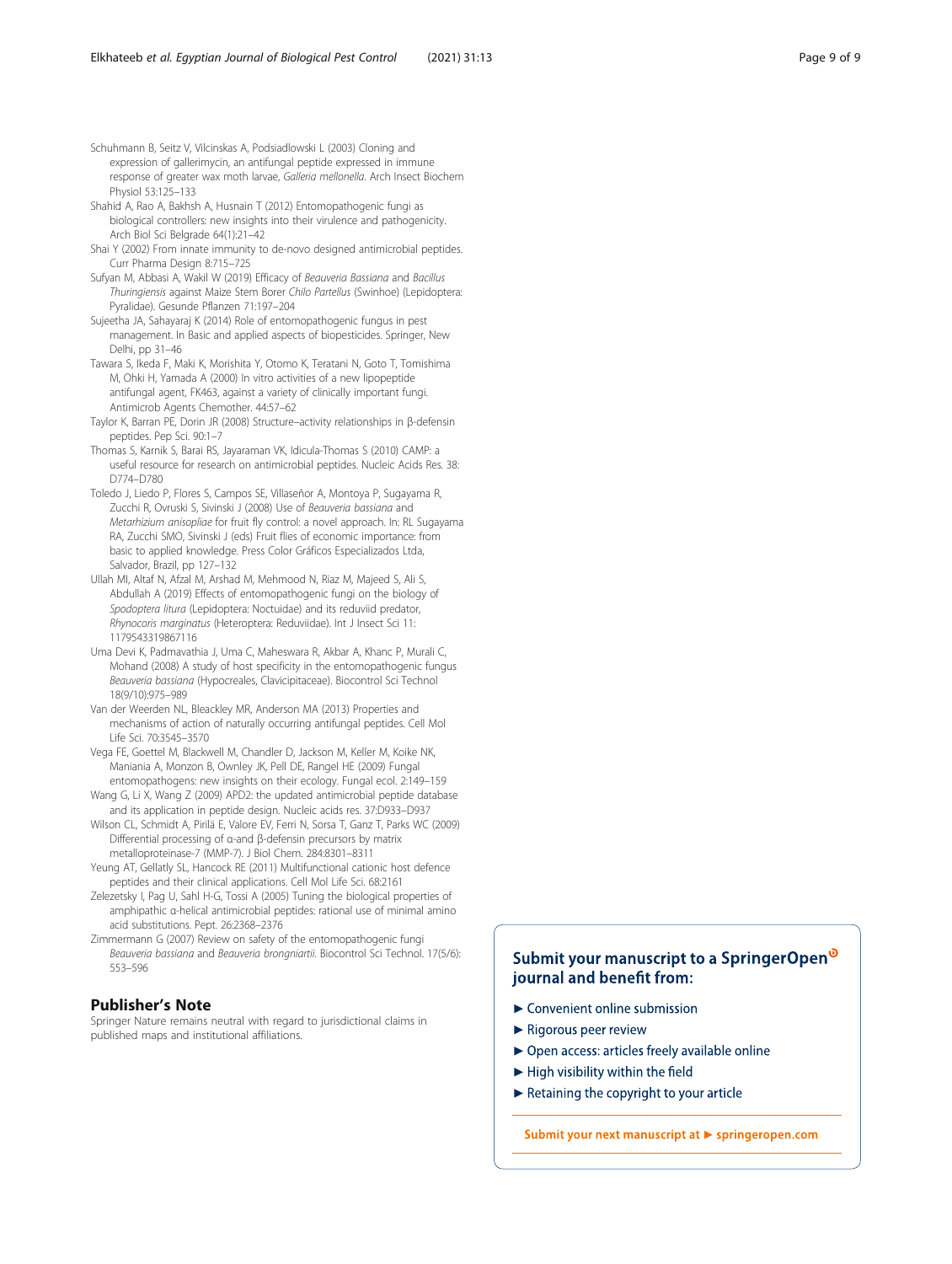Schuhmann B, Seitz V, Vilcinskas A, Podsiadlowski L (2003) Cloning and expression of gallerimycin, an antifungal peptide expressed in immune response of greater wax moth larvae, *Galleria mellonella*. Arch Insect Biochem Physiol 53:125–133

Shahid A, Rao A, Bakhsh A, Husnain T (2012) Entomopathogenic fungi as biological controllers: new insights into their virulence and pathogenicity. Arch Biol Sci Belgrade 64(1):21–42

Shai Y (2002) From innate immunity to de-novo designed antimicrobial peptides. Curr Pharma Design 8:715–725

Sufyan M, Abbasi A, Wakil W (2019) Efficacy of *Beauveria Bassiana* and *Bacillus Thuringiensis* against Maize Stem Borer *Chilo Partellus* (Swinhoe) (Lepidoptera: Pyralidae). Gesunde Pflanzen 71:197–204

Sujeetha JA, Sahayaraj K (2014) Role of entomopathogenic fungus in pest management. In Basic and applied aspects of biopesticides. Springer, New Delhi, pp 31–46

Tawara S, Ikeda F, Maki K, Morishita Y, Otomo K, Teratani N, Goto T, Tomishima M, Ohki H, Yamada A (2000) In vitro activities of a new lipopeptide antifungal agent, FK463, against a variety of clinically important fungi. Antimicrob Agents Chemother. 44:57–62

Taylor K, Barran PE, Dorin JR (2008) Structure–activity relationships in β-defensin peptides. Pep Sci. 90:1–7

Thomas S, Karnik S, Barai RS, Jayaraman VK, Idicula-Thomas S (2010) CAMP: a useful resource for research on antimicrobial peptides. Nucleic Acids Res. 38: D774–D780

Toledo J, Liedo P, Flores S, Campos SE, Villaseñor A, Montoya P, Sugayama R, Zucchi R, Ovruski S, Sivinski J (2008) Use of *Beauveria bassiana* and *Metarhizium anisopliae* for fruit fly control: a novel approach. In: RL Sugayama RA, Zucchi SMO, Sivinski J (eds) Fruit flies of economic importance: from basic to applied knowledge. Press Color Gráficos Especializados Ltda, Salvador, Brazil, pp 127–132

Ullah MI, Altaf N, Afzal M, Arshad M, Mehmood N, Riaz M, Majeed S, Ali S, Abdullah A (2019) Effects of entomopathogenic fungi on the biology of *Spodoptera litura* (Lepidoptera: Noctuidae) and its reduviid predator, *Rhynocoris marginatus* (Heteroptera: Reduviidae). Int J Insect Sci 11: 1179543319867116

Uma Devi K, Padmavathia J, Uma C, Maheswara R, Akbar A, Khanc P, Murali C, Mohand (2008) A study of host specificity in the entomopathogenic fungus *Beauveria bassiana* (Hypocreales, Clavicipitaceae). Biocontrol Sci Technol 18(9/10):975–989

Van der Weerden NL, Bleackley MR, Anderson MA (2013) Properties and mechanisms of action of naturally occurring antifungal peptides. Cell Mol Life Sci. 70:3545–3570

Vega FE, Goettel M, Blackwell M, Chandler D, Jackson M, Keller M, Koike NK, Maniania A, Monzon B, Ownley JK, Pell DE, Rangel HE (2009) Fungal entomopathogens: new insights on their ecology. Fungal ecol. 2:149–159

Wang G, Li X, Wang Z (2009) APD2: the updated antimicrobial peptide database and its application in peptide design. Nucleic acids res. 37:D933–D937

Wilson CL, Schmidt A, Pirilä E, Valore EV, Ferri N, Sorsa T, Ganz T, Parks WC (2009) Differential processing of α-and β-defensin precursors by matrix metalloproteinase-7 (MMP-7). J Biol Chem. 284:8301–8311

Yeung AT, Gellatly SL, Hancock RE (2011) Multifunctional cationic host defence peptides and their clinical applications. Cell Mol Life Sci. 68:2161

Zelezetsky I, Pag U, Sahl H-G, Tossi A (2005) Tuning the biological properties of amphipathic α-helical antimicrobial peptides: rational use of minimal amino acid substitutions. Pept. 26:2368–2376

Zimmermann G (2007) Review on safety of the entomopathogenic fungi *Beauveria bassiana* and *Beauveria brongniartii*. Biocontrol Sci Technol. 17(5/6): 553–596

## Publisher's Note

Springer Nature remains neutral with regard to jurisdictional claims in published maps and institutional affiliations.

**Submit your manuscript to a SpringerOpen journal and benefit from:**

- ► Convenient online submission
- ► Rigorous peer review
- ► Open access: articles freely available online
- ► High visibility within the field
- ► Retaining the copyright to your article

**Submit your next manuscript at ► springeropen.com**